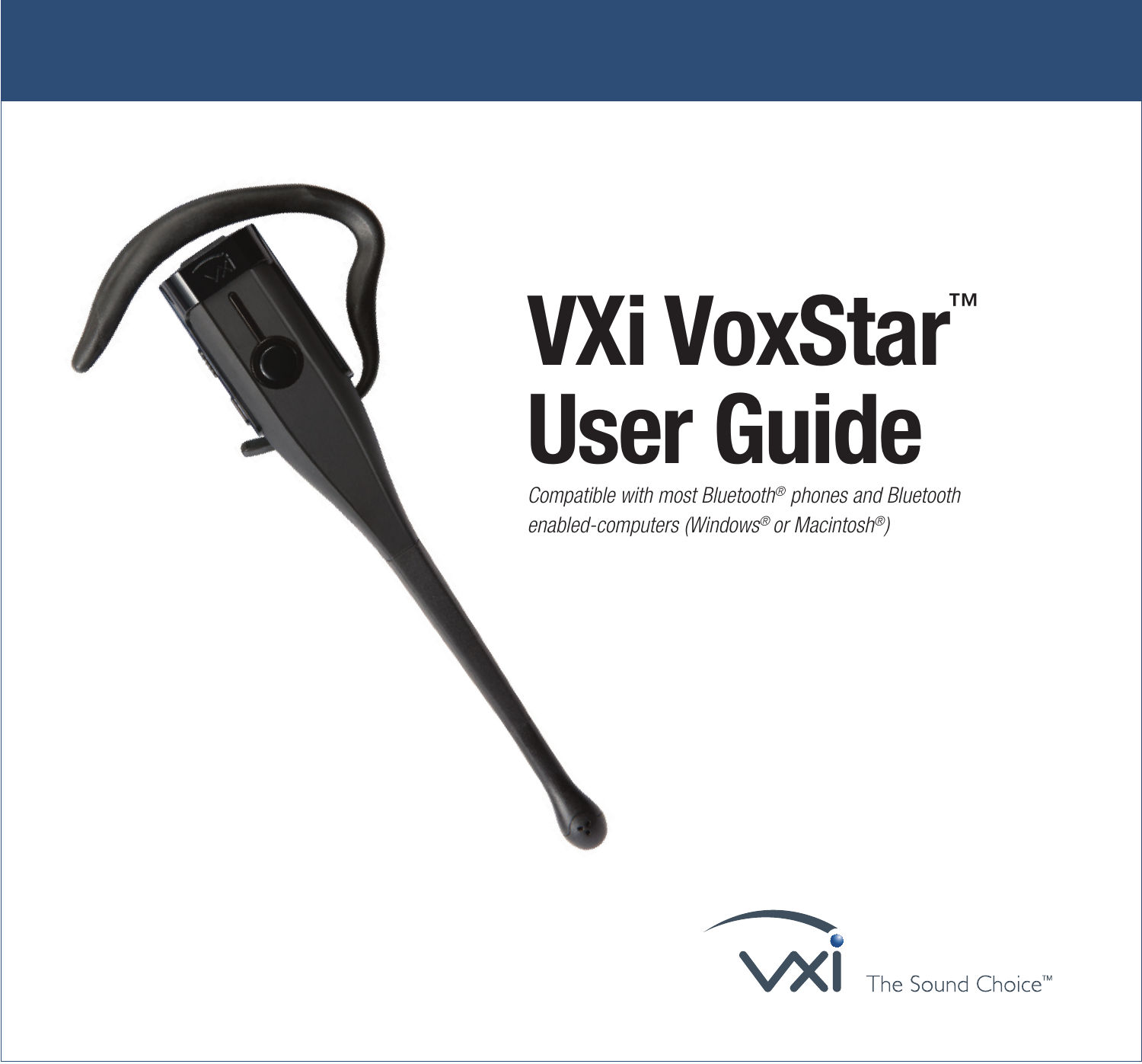# VXi VoxStar™ User Guide

*Compatible with most Bluetooth® phones and Bluetooth enabled-computers (Windows® or Macintosh®)*

VXi The Sound Choice™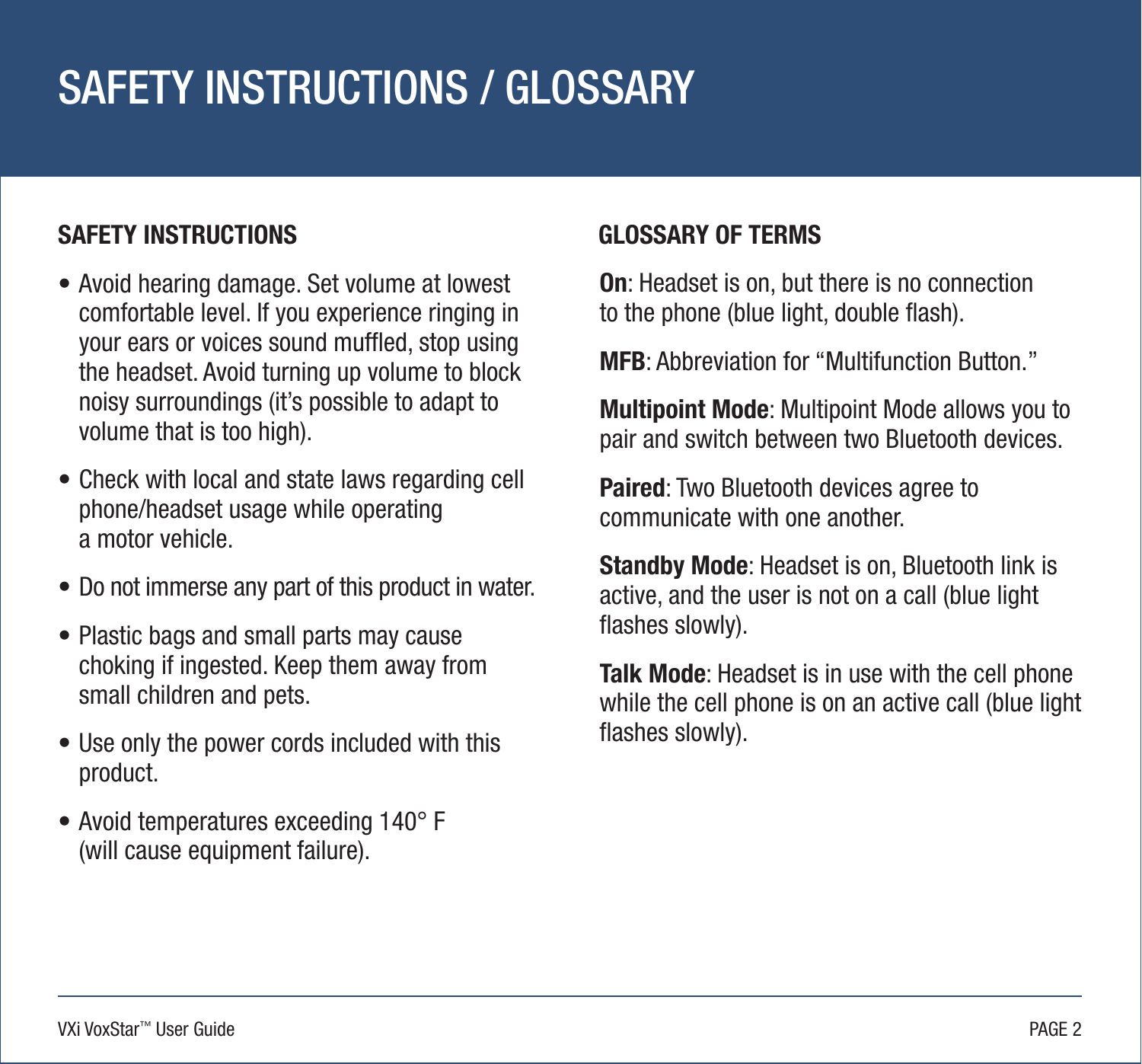# SAFETY INSTRUCTIONS / GLOSSARY

## SAFETY INSTRUCTIONS

- Avoid hearing damage. Set volume at lowest comfortable level. If you experience ringing in your ears or voices sound muffled, stop using the headset. Avoid turning up volume to block noisy surroundings (it's possible to adapt to volume that is too high).
- Check with local and state laws regarding cell phone/headset usage while operating a motor vehicle.
- Do not immerse any part of this product in water.
- Plastic bags and small parts may cause choking if ingested. Keep them away from small children and pets.
- Use only the power cords included with this product.
- Avoid temperatures exceeding 140° F (will cause equipment failure).

## GLOSSARY OF TERMS

**On**: Headset is on, but there is no connection to the phone (blue light, double flash).

**MFB**: Abbreviation for "Multifunction Button."

**Multipoint Mode**: Multipoint Mode allows you to pair and switch between two Bluetooth devices.

**Paired**: Two Bluetooth devices agree to communicate with one another.

**Standby Mode**: Headset is on, Bluetooth link is active, and the user is not on a call (blue light flashes slowly).

**Talk Mode**: Headset is in use with the cell phone while the cell phone is on an active call (blue light flashes slowly).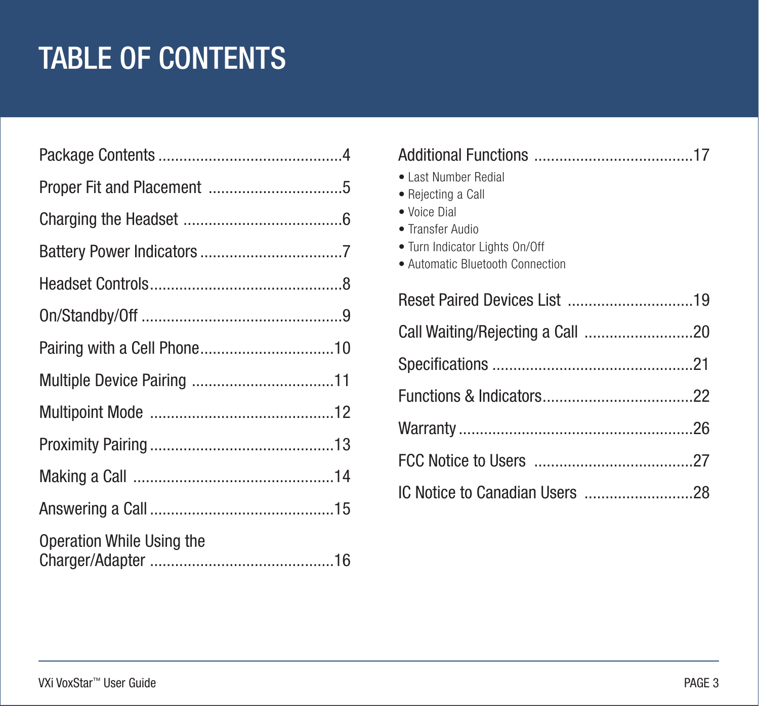# TABLE OF CONTENTS

Package Contents ............................................4

Proper Fit and Placement ................................5

Charging the Headset .....................................6

Battery Power Indicators ..................................7

Headset Controls..............................................8

On/Standby/Off ................................................9

Pairing with a Cell Phone................................10

Multiple Device Pairing ..................................11

Multipoint Mode ............................................12

Proximity Pairing............................................13

Making a Call ................................................14

Answering a Call ............................................15

Operation While Using the Charger/Adapter ............................................16

Additional Functions .....................................17

- Last Number Redial
- Rejecting a Call
- Voice Dial
- Transfer Audio
- Turn Indicator Lights On/Off
- Automatic Bluetooth Connection

Reset Paired Devices List ..............................19

Call Waiting/Rejecting a Call ..........................20

Specifications ................................................21

Functions & Indicators....................................22

Warranty ........................................................26

FCC Notice to Users ......................................27

IC Notice to Canadian Users ..........................28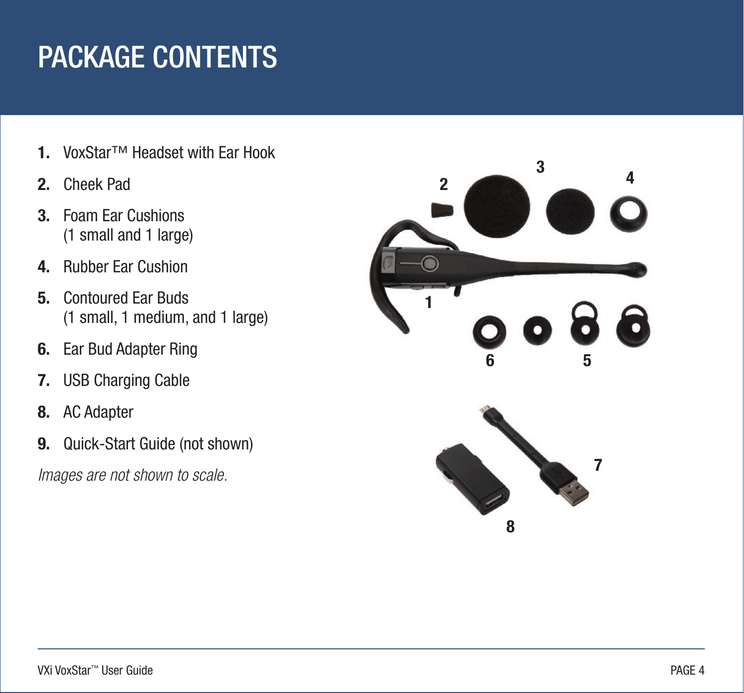# PACKAGE CONTENTS

1. **VoxStar™ Headset with Ear Hook**
2. **Cheek Pad**
3. **Foam Ear Cushions** (1 small and 1 large)
4. **Rubber Ear Cushion**
5. **Contoured Ear Buds** (1 small, 1 medium, and 1 large)
6. **Ear Bud Adapter Ring**
7. **USB Charging Cable**
8. **AC Adapter**
9. **Quick-Start Guide (not shown)**

*Images are not shown to scale.*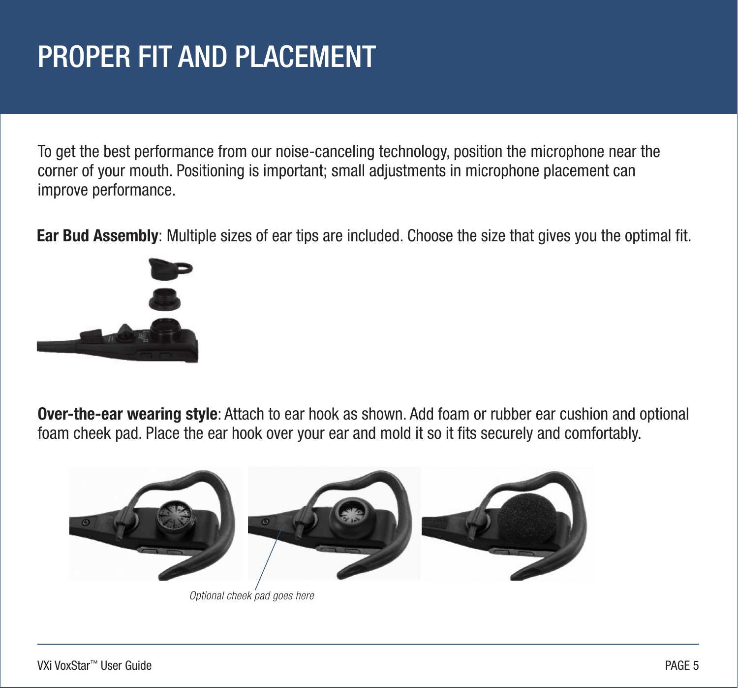# PROPER FIT AND PLACEMENT

To get the best performance from our noise-canceling technology, position the microphone near the corner of your mouth. Positioning is important; small adjustments in microphone placement can improve performance.

**Ear Bud Assembly**: Multiple sizes of ear tips are included. Choose the size that gives you the optimal fit.

**Over-the-ear wearing style**: Attach to ear hook as shown. Add foam or rubber ear cushion and optional foam cheek pad. Place the ear hook over your ear and mold it so it fits securely and comfortably.

*Optional cheek pad goes here*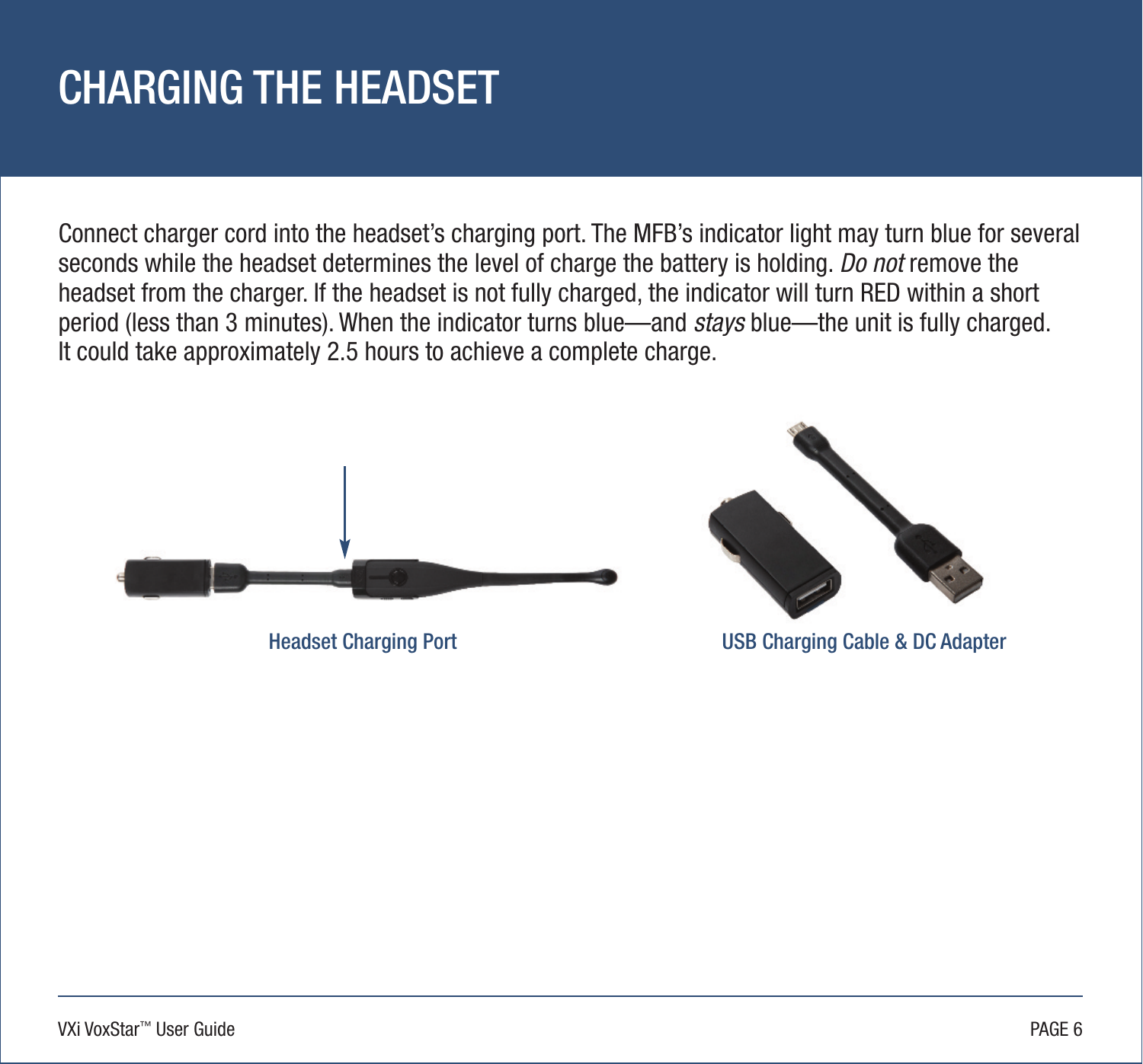# CHARGING THE HEADSET

Connect charger cord into the headset's charging port. The MFB's indicator light may turn blue for several seconds while the headset determines the level of charge the battery is holding. *Do not* remove the headset from the charger. If the headset is not fully charged, the indicator will turn RED within a short period (less than 3 minutes). When the indicator turns blue—and *stays* blue—the unit is fully charged. It could take approximately 2.5 hours to achieve a complete charge.

Headset Charging Port

USB Charging Cable & DC Adapter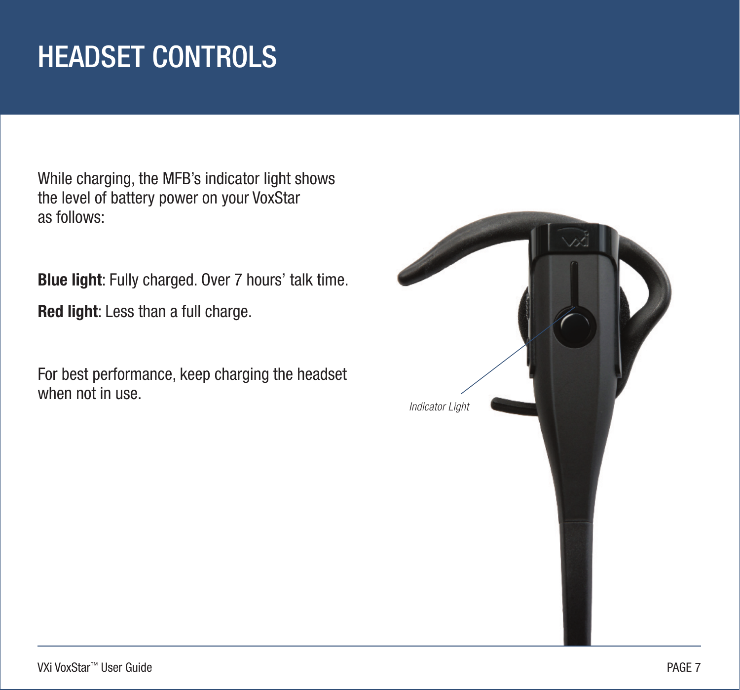# HEADSET CONTROLS

While charging, the MFB's indicator light shows the level of battery power on your VoxStar as follows:

**Blue light**: Fully charged. Over 7 hours' talk time.

**Red light**: Less than a full charge.

For best performance, keep charging the headset when not in use.

*Indicator Light*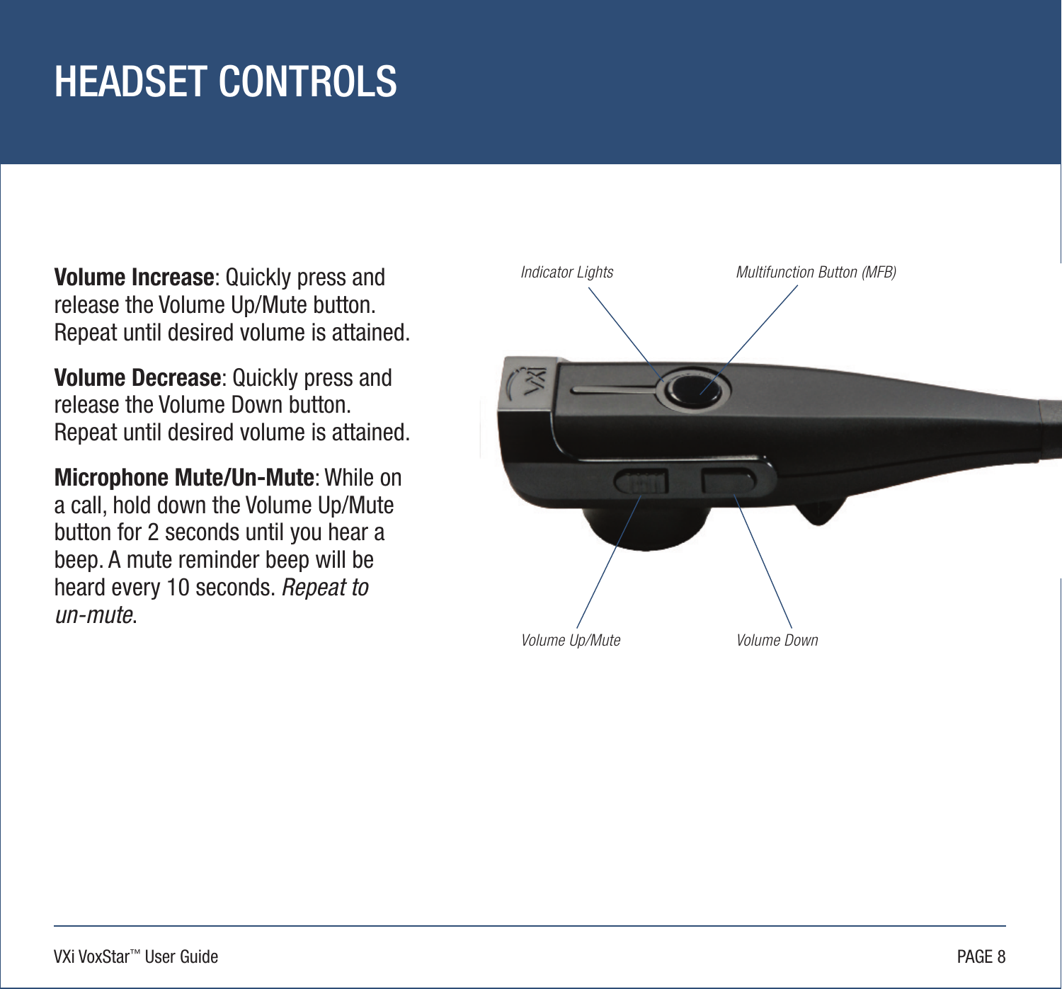# HEADSET CONTROLS

**Volume Increase**: Quickly press and release the Volume Up/Mute button. Repeat until desired volume is attained.

**Volume Decrease**: Quickly press and release the Volume Down button. Repeat until desired volume is attained.

**Microphone Mute/Un-Mute**: While on a call, hold down the Volume Up/Mute button for 2 seconds until you hear a beep. A mute reminder beep will be heard every 10 seconds. *Repeat to un-mute*.

*Indicator Lights*

*Multifunction Button (MFB)*

*Volume Up/Mute*

*Volume Down*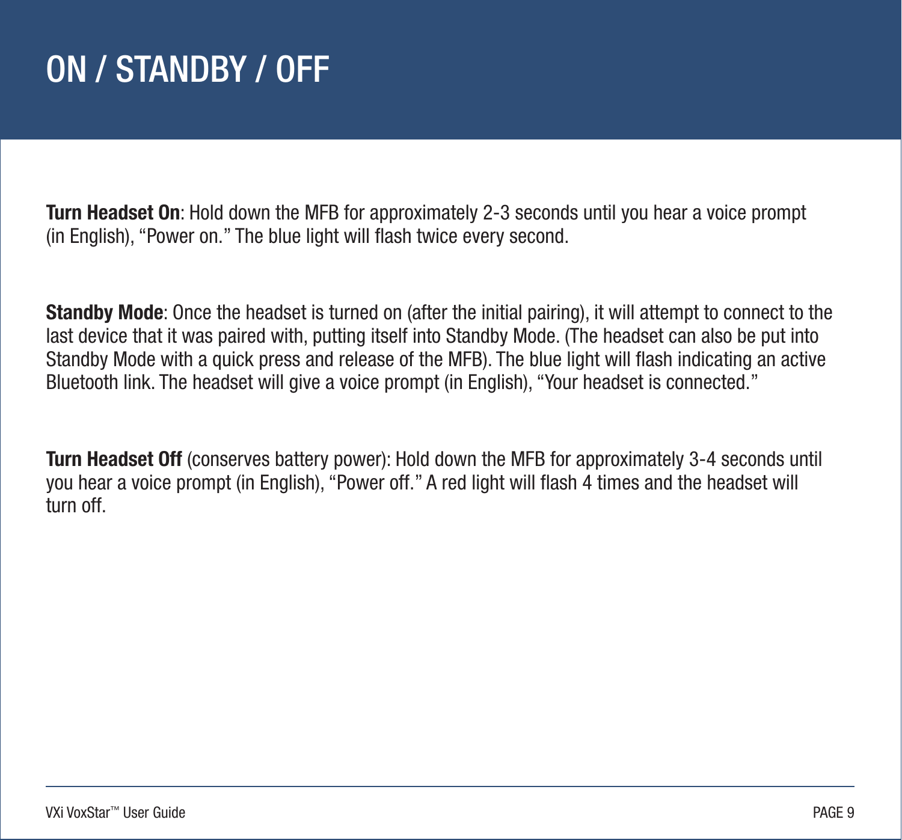# ON / STANDBY / OFF

**Turn Headset On**: Hold down the MFB for approximately 2-3 seconds until you hear a voice prompt (in English), "Power on." The blue light will flash twice every second.

**Standby Mode**: Once the headset is turned on (after the initial pairing), it will attempt to connect to the last device that it was paired with, putting itself into Standby Mode. (The headset can also be put into Standby Mode with a quick press and release of the MFB). The blue light will flash indicating an active Bluetooth link. The headset will give a voice prompt (in English), "Your headset is connected."

**Turn Headset Off** (conserves battery power): Hold down the MFB for approximately 3-4 seconds until you hear a voice prompt (in English), "Power off." A red light will flash 4 times and the headset will turn off.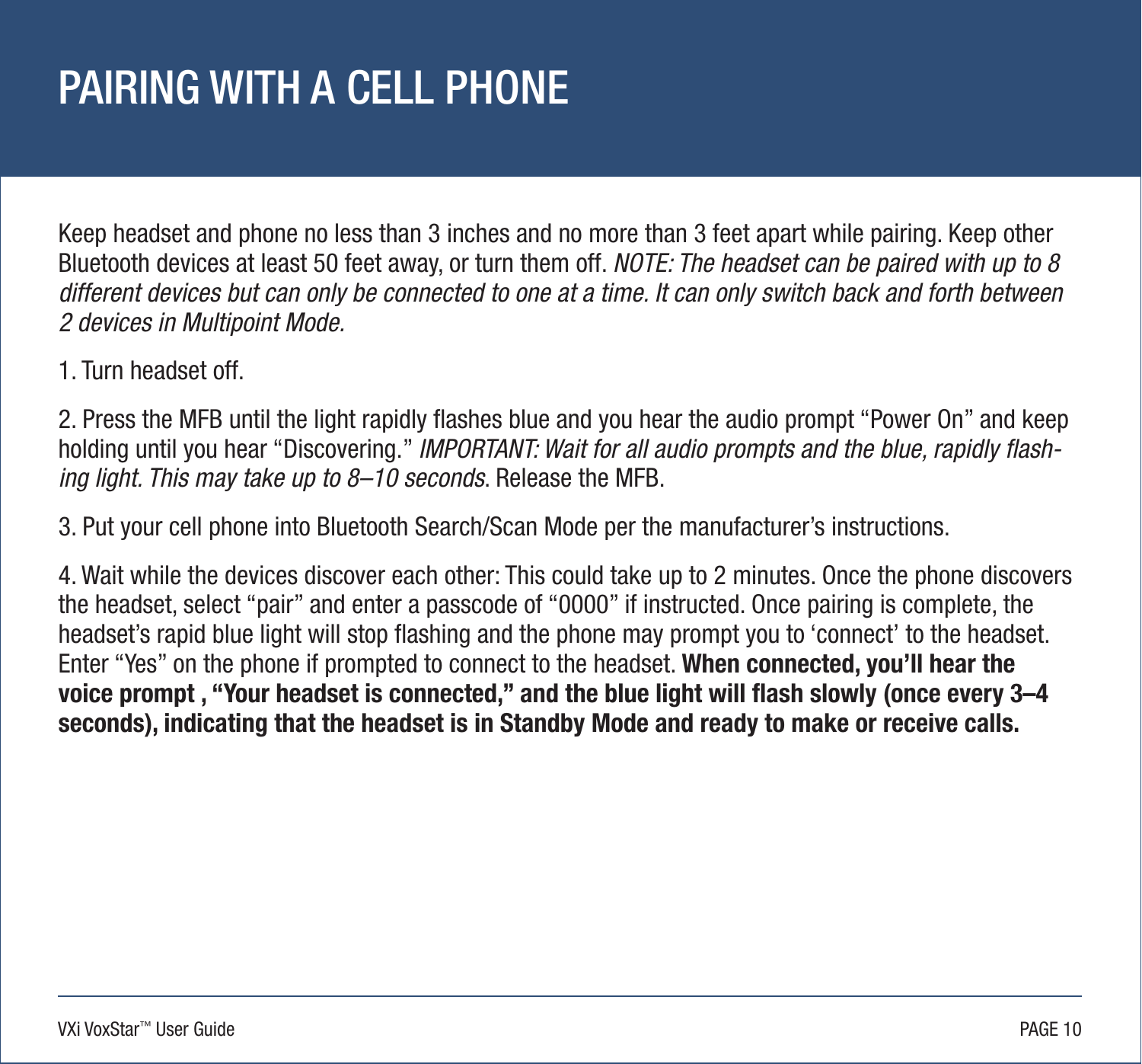# PAIRING WITH A CELL PHONE

Keep headset and phone no less than 3 inches and no more than 3 feet apart while pairing. Keep other Bluetooth devices at least 50 feet away, or turn them off. *NOTE: The headset can be paired with up to 8 different devices but can only be connected to one at a time. It can only switch back and forth between 2 devices in Multipoint Mode.*

1. Turn headset off.

2. Press the MFB until the light rapidly flashes blue and you hear the audio prompt "Power On" and keep holding until you hear "Discovering." *IMPORTANT: Wait for all audio prompts and the blue, rapidly flashing light. This may take up to 8–10 seconds*. Release the MFB.

3. Put your cell phone into Bluetooth Search/Scan Mode per the manufacturer's instructions.

4. Wait while the devices discover each other: This could take up to 2 minutes. Once the phone discovers the headset, select "pair" and enter a passcode of "0000" if instructed. Once pairing is complete, the headset's rapid blue light will stop flashing and the phone may prompt you to 'connect' to the headset. Enter "Yes" on the phone if prompted to connect to the headset. **When connected, you'll hear the voice prompt , "Your headset is connected," and the blue light will flash slowly (once every 3–4 seconds), indicating that the headset is in Standby Mode and ready to make or receive calls.**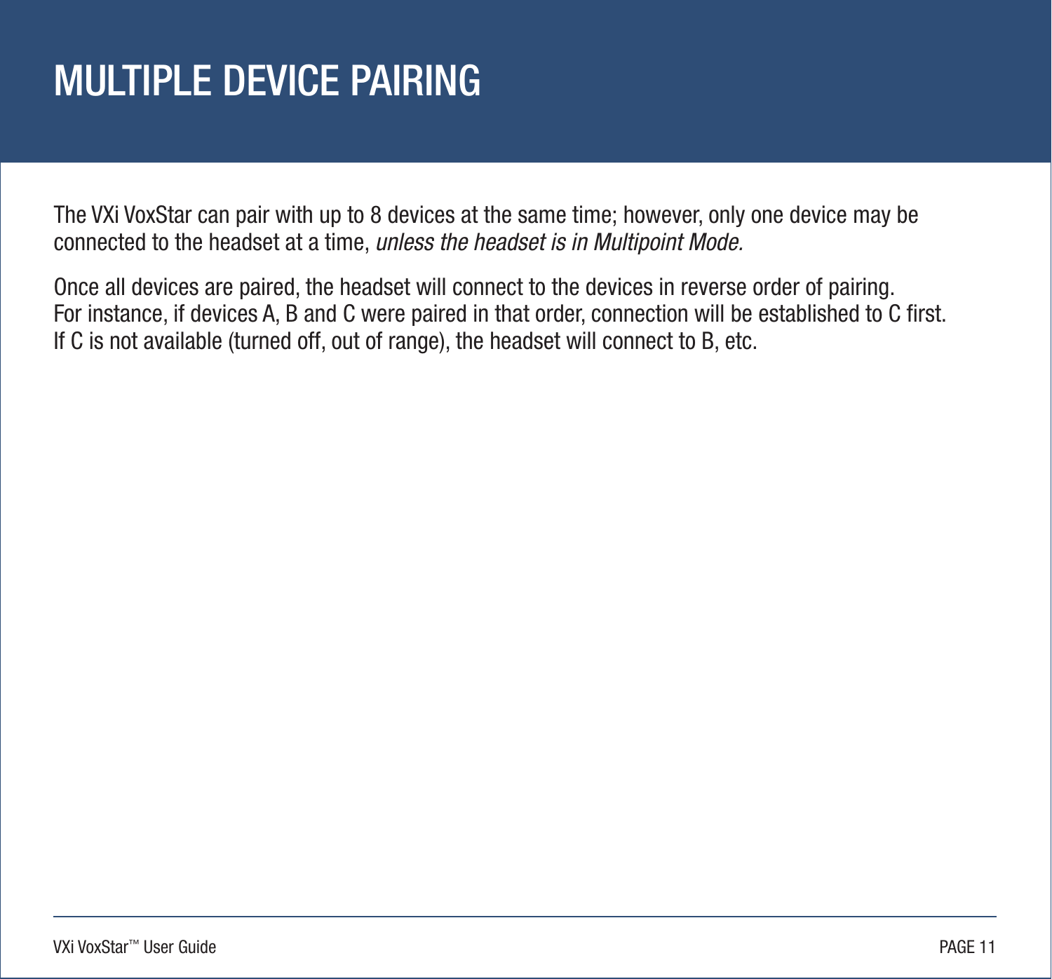# MULTIPLE DEVICE PAIRING

The VXi VoxStar can pair with up to 8 devices at the same time; however, only one device may be connected to the headset at a time, *unless the headset is in Multipoint Mode.*

Once all devices are paired, the headset will connect to the devices in reverse order of pairing. For instance, if devices A, B and C were paired in that order, connection will be established to C first. If C is not available (turned off, out of range), the headset will connect to B, etc.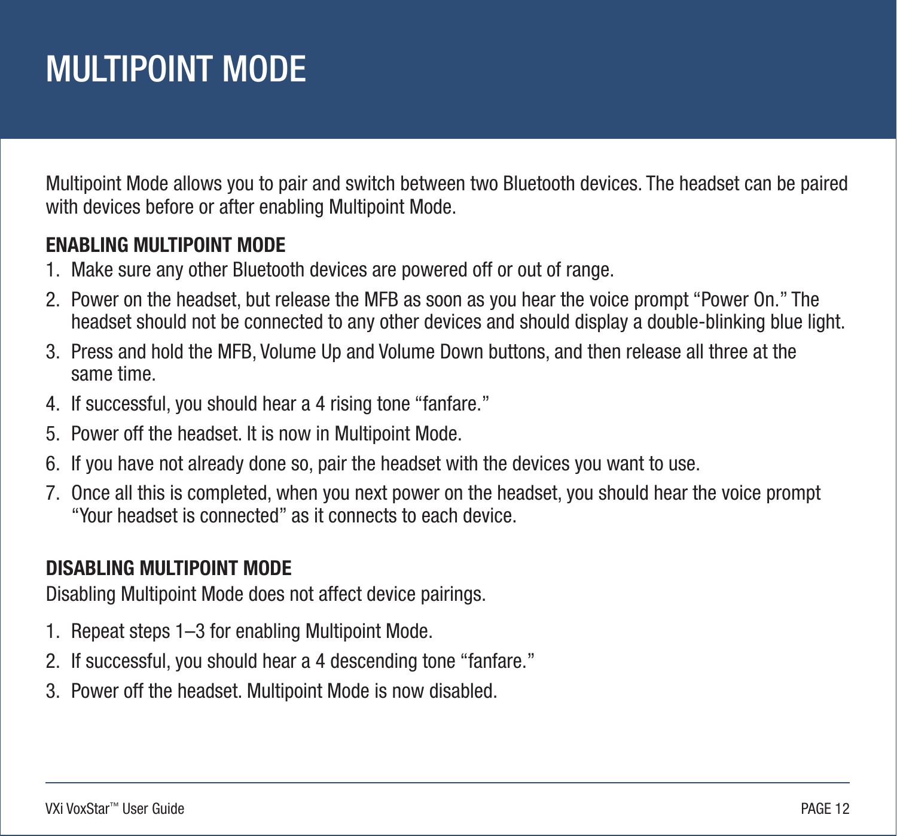# MULTIPOINT MODE

Multipoint Mode allows you to pair and switch between two Bluetooth devices. The headset can be paired with devices before or after enabling Multipoint Mode.

**ENABLING MULTIPOINT MODE**

1. Make sure any other Bluetooth devices are powered off or out of range.
2. Power on the headset, but release the MFB as soon as you hear the voice prompt "Power On." The headset should not be connected to any other devices and should display a double-blinking blue light.
3. Press and hold the MFB, Volume Up and Volume Down buttons, and then release all three at the same time.
4. If successful, you should hear a 4 rising tone "fanfare."
5. Power off the headset. It is now in Multipoint Mode.
6. If you have not already done so, pair the headset with the devices you want to use.
7. Once all this is completed, when you next power on the headset, you should hear the voice prompt "Your headset is connected" as it connects to each device.

**DISABLING MULTIPOINT MODE**

Disabling Multipoint Mode does not affect device pairings.

1. Repeat steps 1–3 for enabling Multipoint Mode.
2. If successful, you should hear a 4 descending tone "fanfare."
3. Power off the headset. Multipoint Mode is now disabled.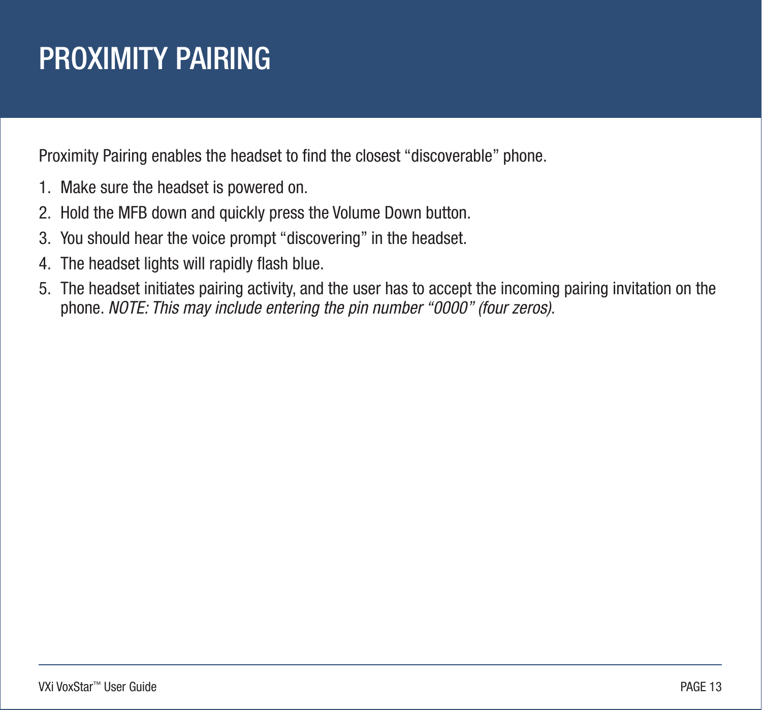# PROXIMITY PAIRING

Proximity Pairing enables the headset to find the closest "discoverable" phone.

1. Make sure the headset is powered on.
2. Hold the MFB down and quickly press the Volume Down button.
3. You should hear the voice prompt "discovering" in the headset.
4. The headset lights will rapidly flash blue.
5. The headset initiates pairing activity, and the user has to accept the incoming pairing invitation on the phone. *NOTE: This may include entering the pin number "0000" (four zeros).*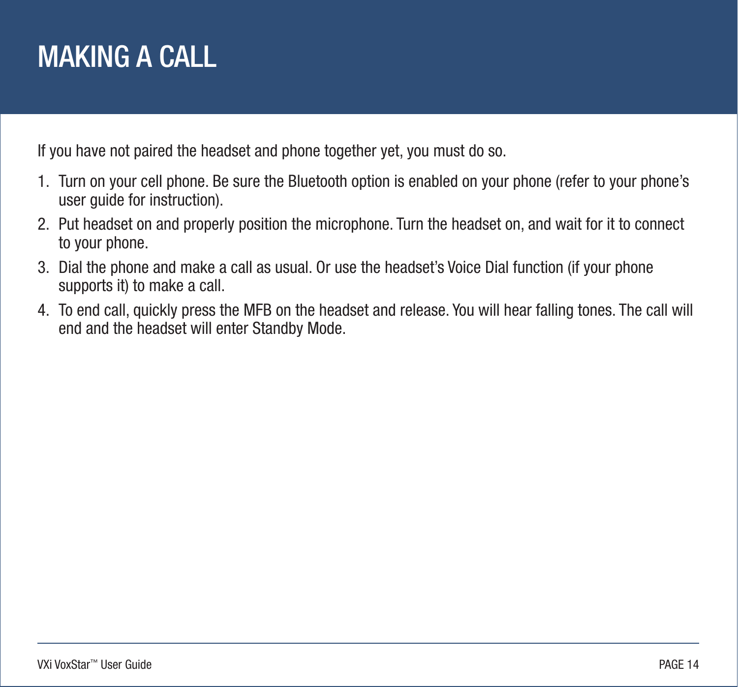# MAKING A CALL

If you have not paired the headset and phone together yet, you must do so.

1. Turn on your cell phone. Be sure the Bluetooth option is enabled on your phone (refer to your phone's user guide for instruction).
2. Put headset on and properly position the microphone. Turn the headset on, and wait for it to connect to your phone.
3. Dial the phone and make a call as usual. Or use the headset's Voice Dial function (if your phone supports it) to make a call.
4. To end call, quickly press the MFB on the headset and release. You will hear falling tones. The call will end and the headset will enter Standby Mode.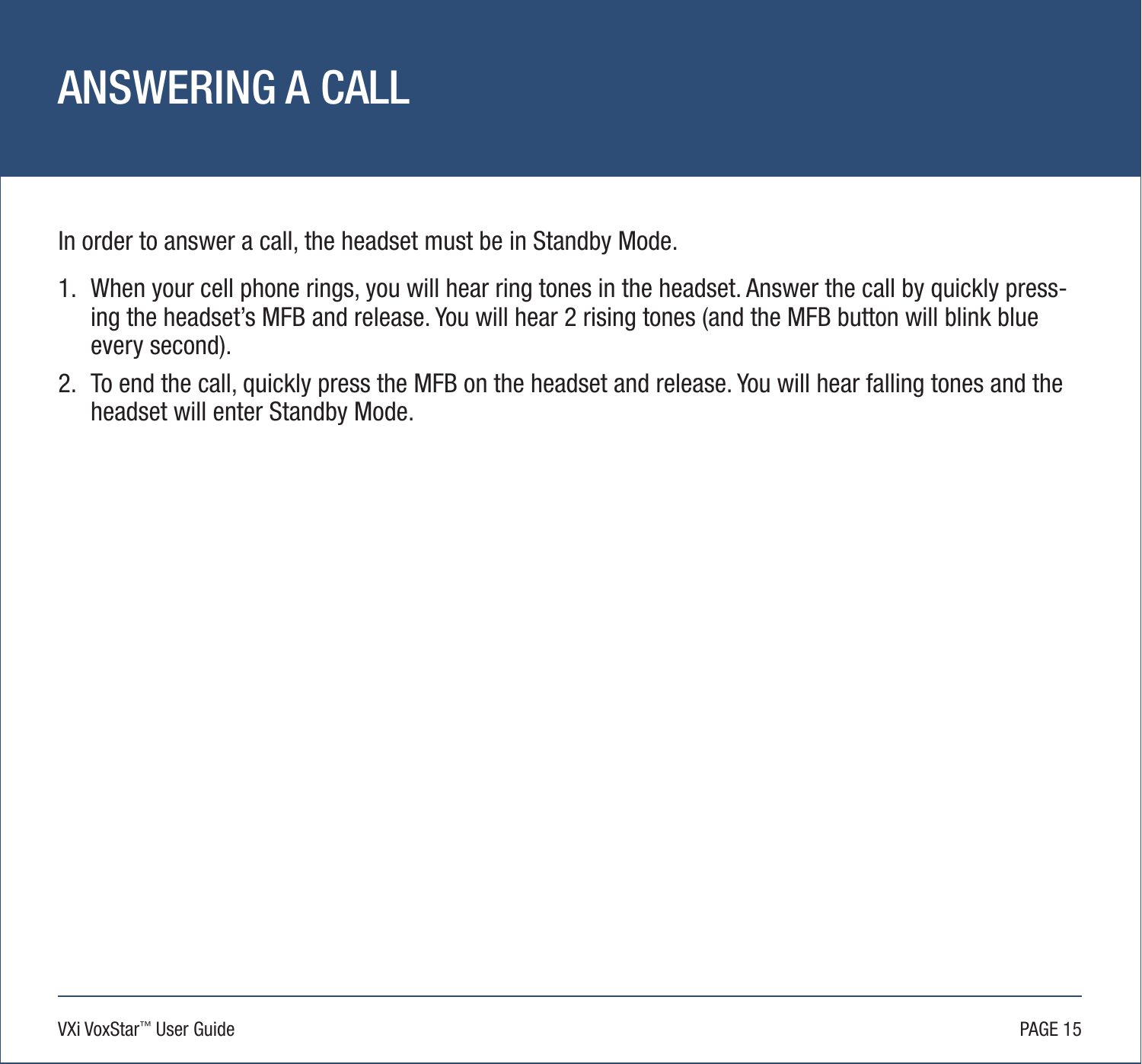# ANSWERING A CALL

In order to answer a call, the headset must be in Standby Mode.

1. When your cell phone rings, you will hear ring tones in the headset. Answer the call by quickly pressing the headset's MFB and release. You will hear 2 rising tones (and the MFB button will blink blue every second).
2. To end the call, quickly press the MFB on the headset and release. You will hear falling tones and the headset will enter Standby Mode.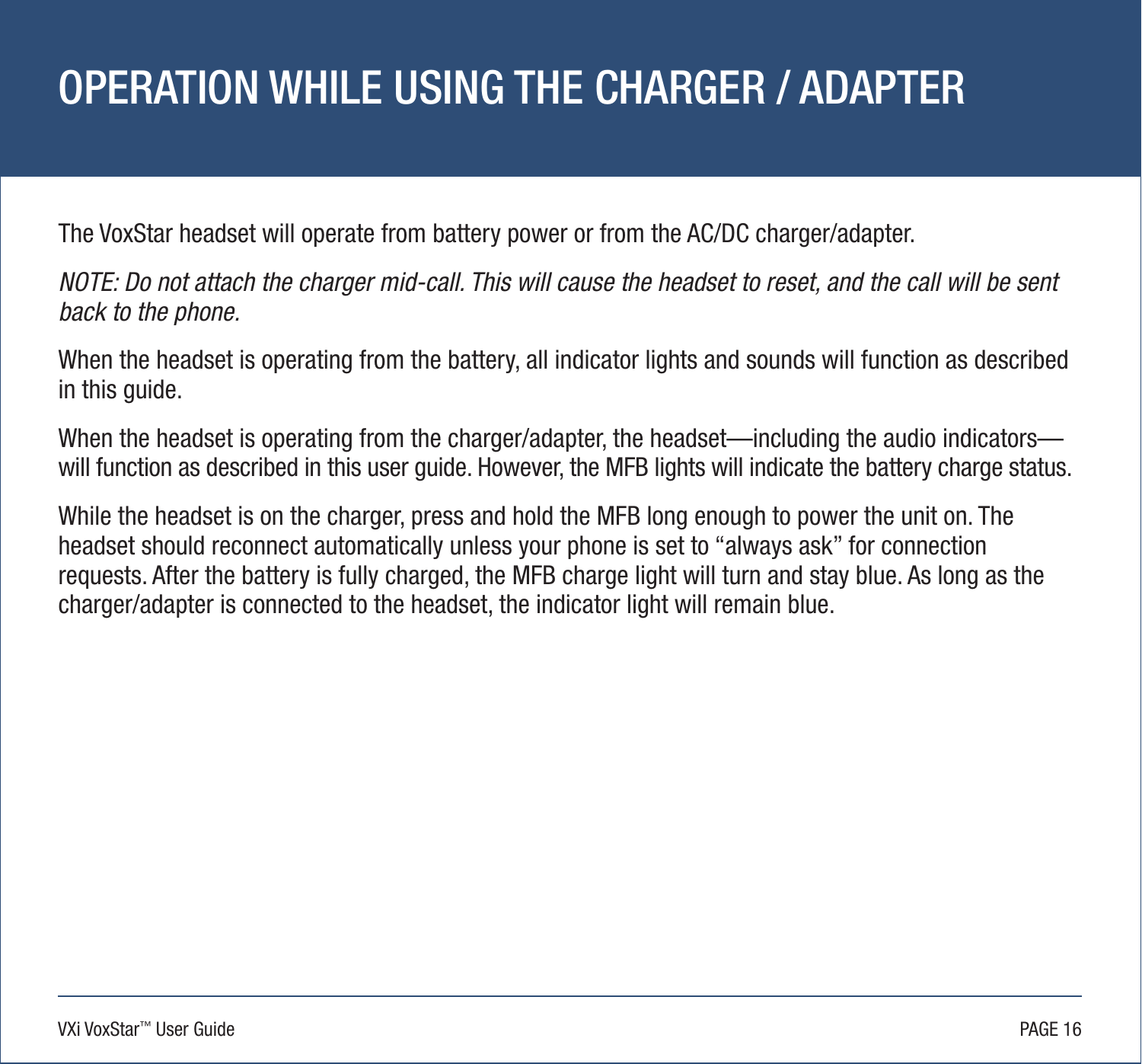# OPERATION WHILE USING THE CHARGER / ADAPTER

The VoxStar headset will operate from battery power or from the AC/DC charger/adapter.

*NOTE: Do not attach the charger mid-call. This will cause the headset to reset, and the call will be sent back to the phone.*

When the headset is operating from the battery, all indicator lights and sounds will function as described in this guide.

When the headset is operating from the charger/adapter, the headset—including the audio indicators—will function as described in this user guide. However, the MFB lights will indicate the battery charge status.

While the headset is on the charger, press and hold the MFB long enough to power the unit on. The headset should reconnect automatically unless your phone is set to "always ask" for connection requests. After the battery is fully charged, the MFB charge light will turn and stay blue. As long as the charger/adapter is connected to the headset, the indicator light will remain blue.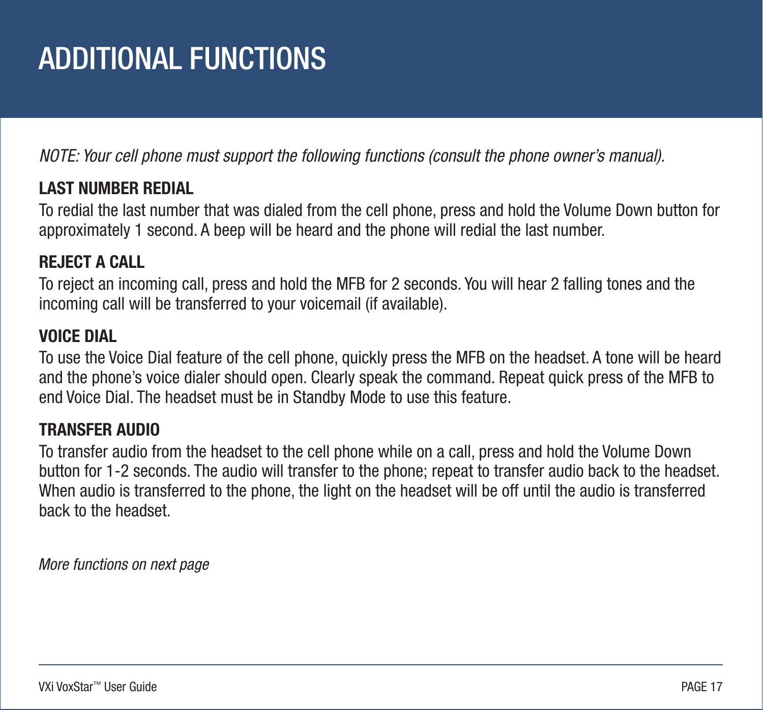# ADDITIONAL FUNCTIONS

*NOTE: Your cell phone must support the following functions (consult the phone owner's manual).*

**LAST NUMBER REDIAL**

To redial the last number that was dialed from the cell phone, press and hold the Volume Down button for approximately 1 second. A beep will be heard and the phone will redial the last number.

**REJECT A CALL**

To reject an incoming call, press and hold the MFB for 2 seconds. You will hear 2 falling tones and the incoming call will be transferred to your voicemail (if available).

**VOICE DIAL**

To use the Voice Dial feature of the cell phone, quickly press the MFB on the headset. A tone will be heard and the phone's voice dialer should open. Clearly speak the command. Repeat quick press of the MFB to end Voice Dial. The headset must be in Standby Mode to use this feature.

**TRANSFER AUDIO**

To transfer audio from the headset to the cell phone while on a call, press and hold the Volume Down button for 1-2 seconds. The audio will transfer to the phone; repeat to transfer audio back to the headset. When audio is transferred to the phone, the light on the headset will be off until the audio is transferred back to the headset.

*More functions on next page*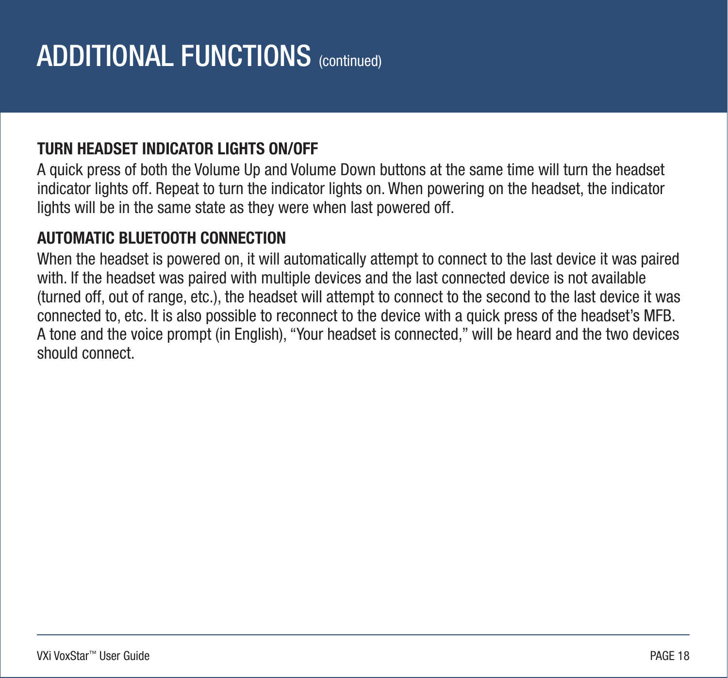# ADDITIONAL FUNCTIONS (continued)

### TURN HEADSET INDICATOR LIGHTS ON/OFF

A quick press of both the Volume Up and Volume Down buttons at the same time will turn the headset indicator lights off. Repeat to turn the indicator lights on. When powering on the headset, the indicator lights will be in the same state as they were when last powered off.

### AUTOMATIC BLUETOOTH CONNECTION

When the headset is powered on, it will automatically attempt to connect to the last device it was paired with. If the headset was paired with multiple devices and the last connected device is not available (turned off, out of range, etc.), the headset will attempt to connect to the second to the last device it was connected to, etc. It is also possible to reconnect to the device with a quick press of the headset's MFB. A tone and the voice prompt (in English), "Your headset is connected," will be heard and the two devices should connect.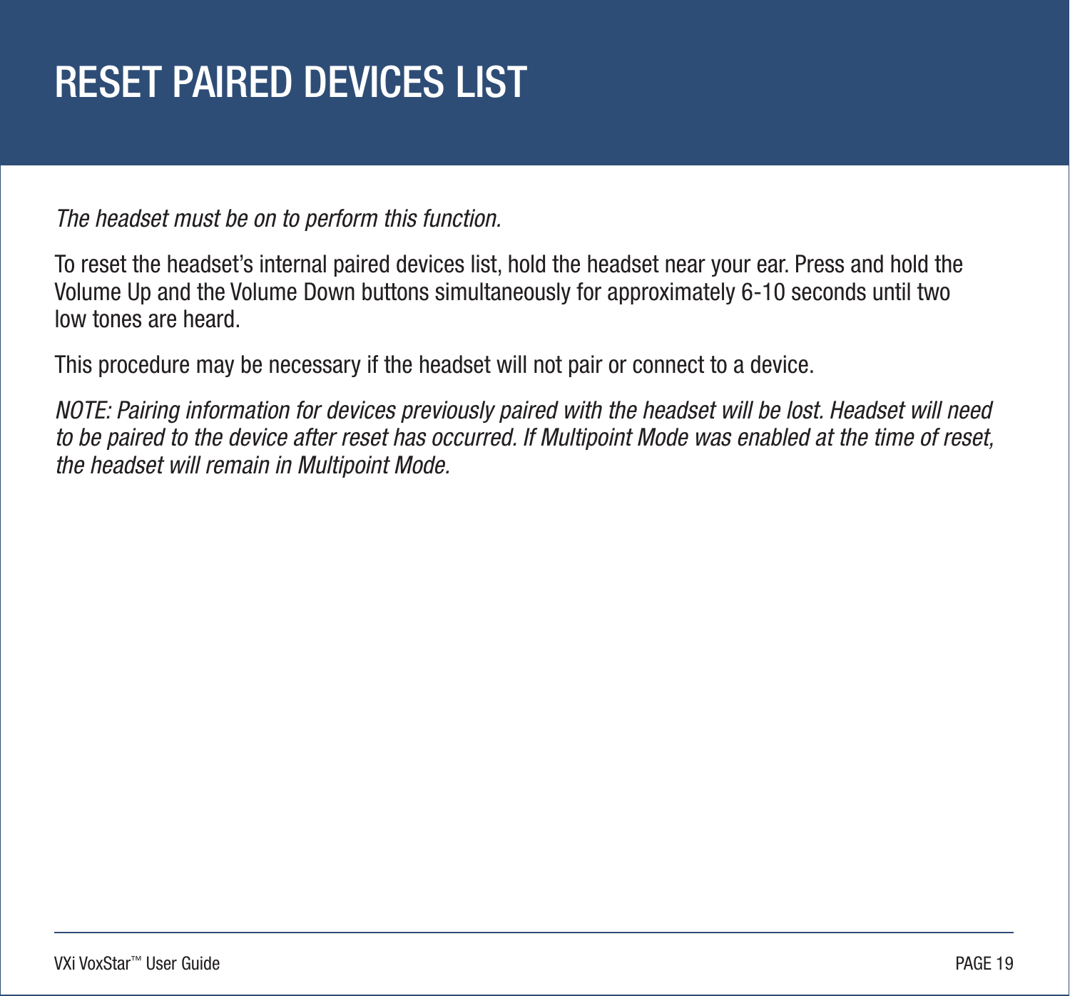# RESET PAIRED DEVICES LIST

*The headset must be on to perform this function.*

To reset the headset's internal paired devices list, hold the headset near your ear. Press and hold the Volume Up and the Volume Down buttons simultaneously for approximately 6-10 seconds until two low tones are heard.

This procedure may be necessary if the headset will not pair or connect to a device.

*NOTE: Pairing information for devices previously paired with the headset will be lost. Headset will need to be paired to the device after reset has occurred. If Multipoint Mode was enabled at the time of reset, the headset will remain in Multipoint Mode.*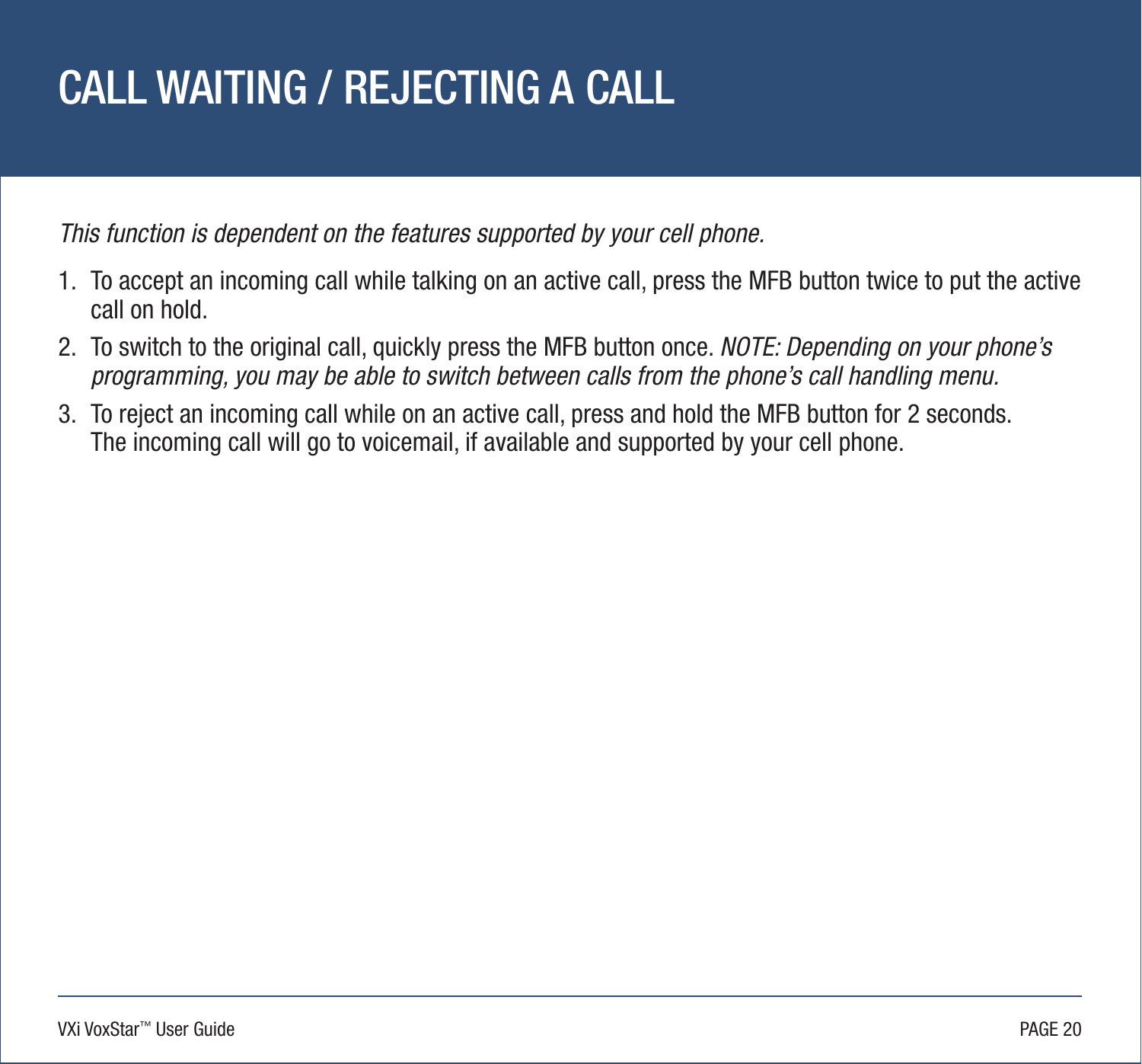# CALL WAITING / REJECTING A CALL

*This function is dependent on the features supported by your cell phone.*

1. To accept an incoming call while talking on an active call, press the MFB button twice to put the active call on hold.
2. To switch to the original call, quickly press the MFB button once. *NOTE: Depending on your phone's programming, you may be able to switch between calls from the phone's call handling menu.*
3. To reject an incoming call while on an active call, press and hold the MFB button for 2 seconds. The incoming call will go to voicemail, if available and supported by your cell phone.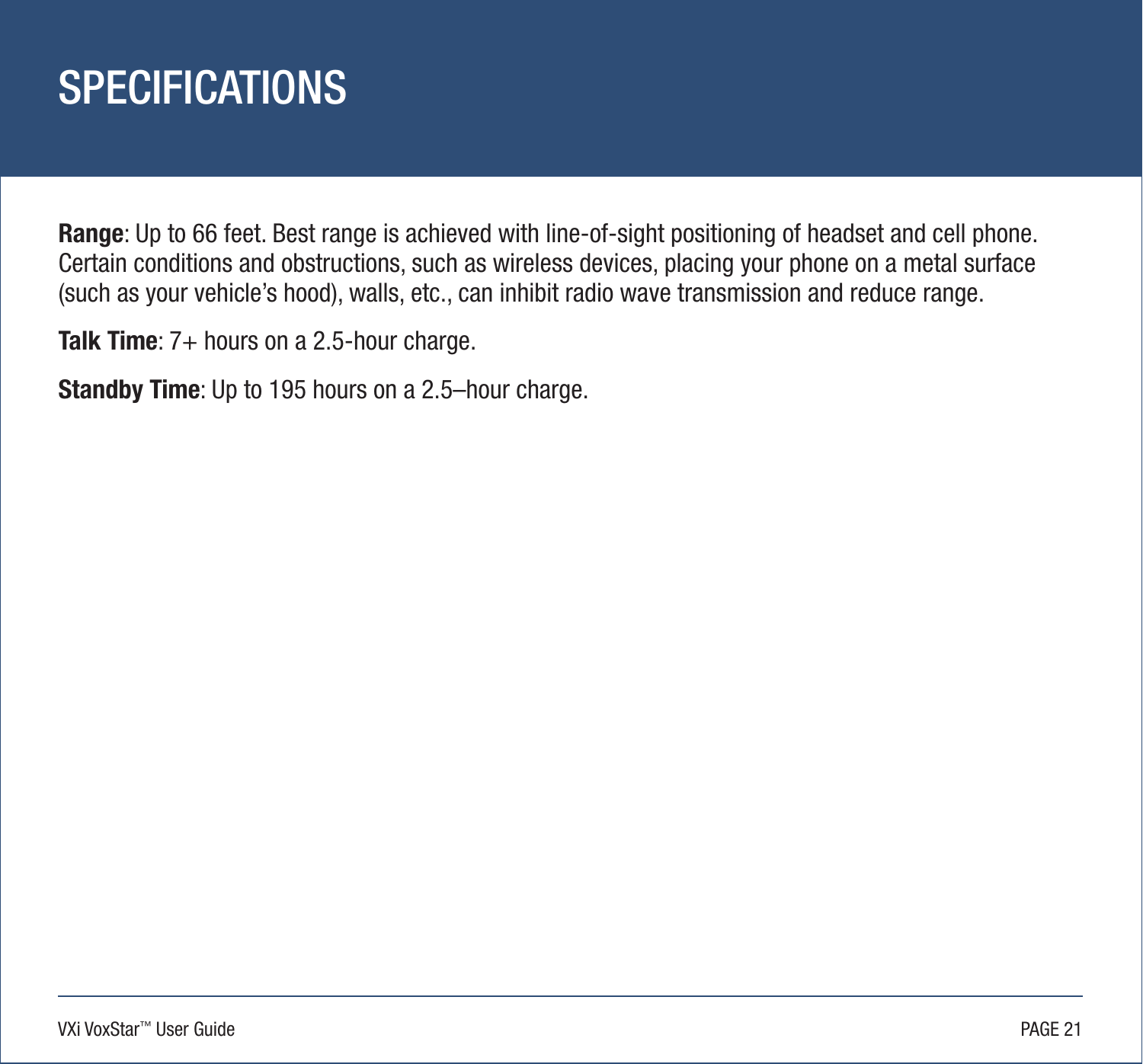# SPECIFICATIONS

**Range**: Up to 66 feet. Best range is achieved with line-of-sight positioning of headset and cell phone. Certain conditions and obstructions, such as wireless devices, placing your phone on a metal surface (such as your vehicle's hood), walls, etc., can inhibit radio wave transmission and reduce range.

**Talk Time**: 7+ hours on a 2.5-hour charge.

**Standby Time**: Up to 195 hours on a 2.5–hour charge.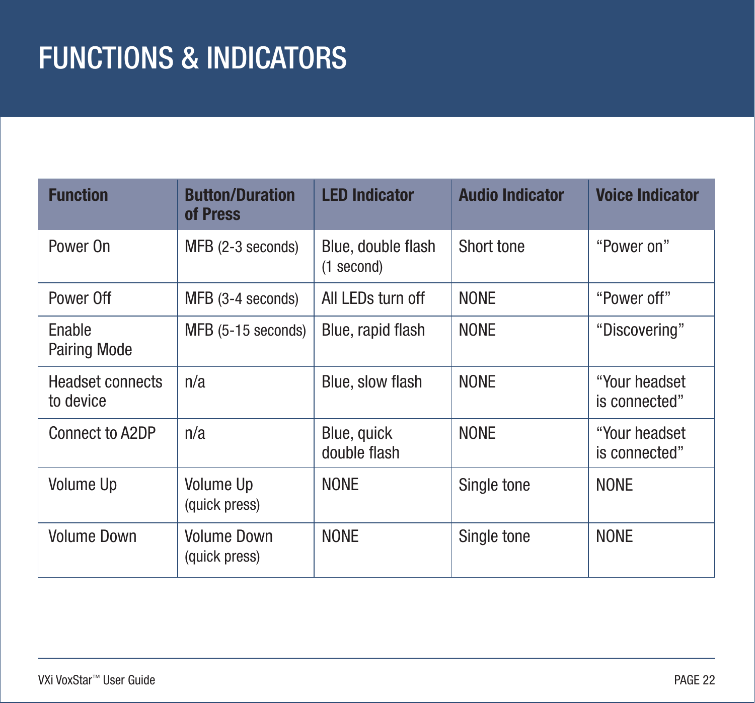# FUNCTIONS & INDICATORS

| Function | Button/Duration of Press | LED Indicator | Audio Indicator | Voice Indicator |
|---|---|---|---|---|
| Power On | MFB (2-3 seconds) | Blue, double flash (1 second) | Short tone | "Power on" |
| Power Off | MFB (3-4 seconds) | All LEDs turn off | NONE | "Power off" |
| Enable Pairing Mode | MFB (5-15 seconds) | Blue, rapid flash | NONE | "Discovering" |
| Headset connects to device | n/a | Blue, slow flash | NONE | "Your headset is connected" |
| Connect to A2DP | n/a | Blue, quick double flash | NONE | "Your headset is connected" |
| Volume Up | Volume Up (quick press) | NONE | Single tone | NONE |
| Volume Down | Volume Down (quick press) | NONE | Single tone | NONE |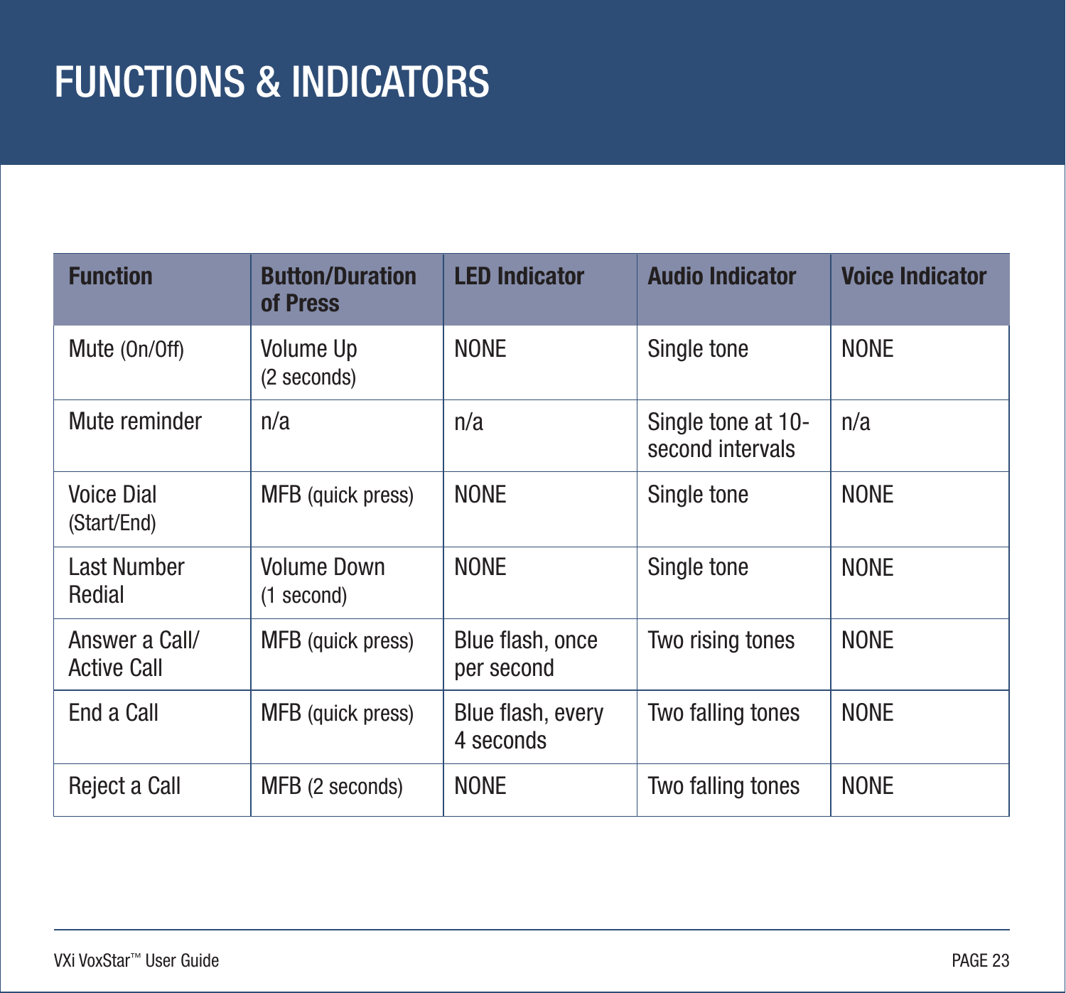# FUNCTIONS & INDICATORS

| Function | Button/Duration of Press | LED Indicator | Audio Indicator | Voice Indicator |
|---|---|---|---|---|
| Mute (On/Off) | Volume Up (2 seconds) | NONE | Single tone | NONE |
| Mute reminder | n/a | n/a | Single tone at 10-second intervals | n/a |
| Voice Dial (Start/End) | MFB (quick press) | NONE | Single tone | NONE |
| Last Number Redial | Volume Down (1 second) | NONE | Single tone | NONE |
| Answer a Call/ Active Call | MFB (quick press) | Blue flash, once per second | Two rising tones | NONE |
| End a Call | MFB (quick press) | Blue flash, every 4 seconds | Two falling tones | NONE |
| Reject a Call | MFB (2 seconds) | NONE | Two falling tones | NONE |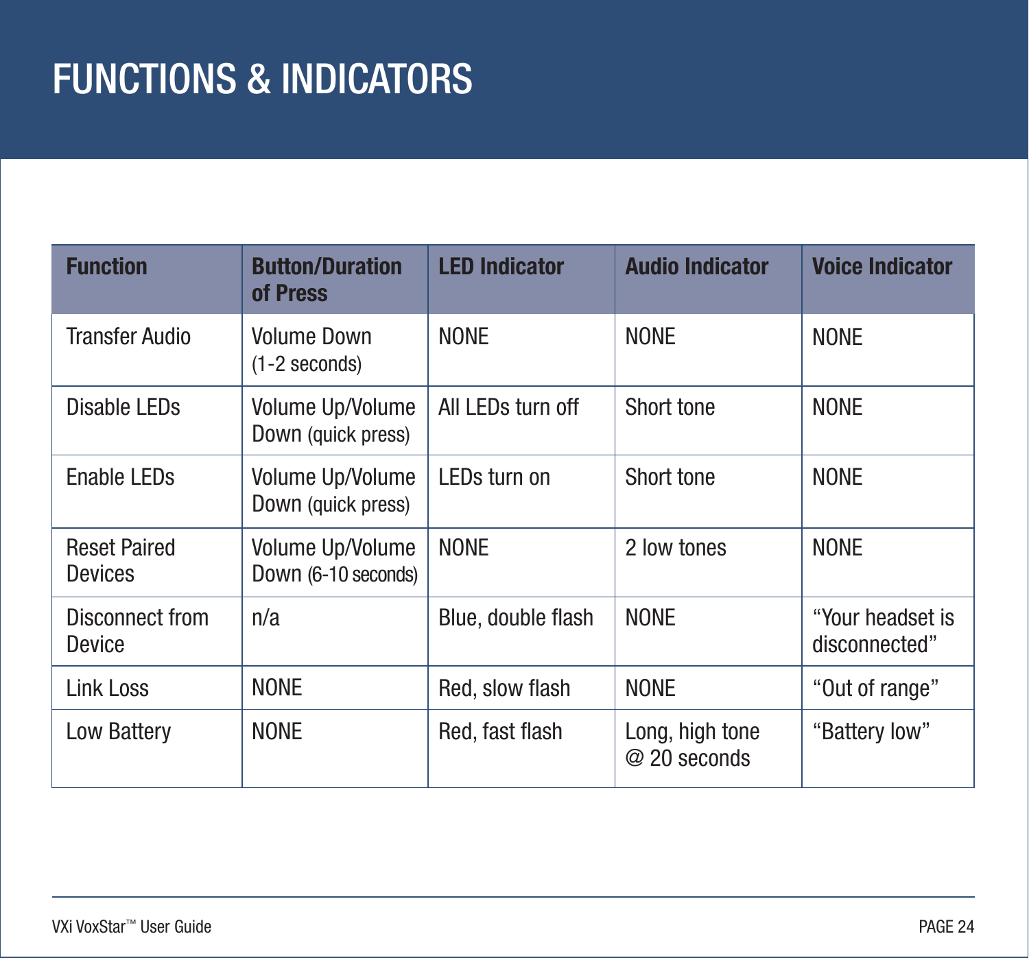# FUNCTIONS & INDICATORS

| Function | Button/Duration of Press | LED Indicator | Audio Indicator | Voice Indicator |
|---|---|---|---|---|
| Transfer Audio | Volume Down (1-2 seconds) | NONE | NONE | NONE |
| Disable LEDs | Volume Up/Volume Down (quick press) | All LEDs turn off | Short tone | NONE |
| Enable LEDs | Volume Up/Volume Down (quick press) | LEDs turn on | Short tone | NONE |
| Reset Paired Devices | Volume Up/Volume Down (6-10 seconds) | NONE | 2 low tones | NONE |
| Disconnect from Device | n/a | Blue, double flash | NONE | "Your headset is disconnected" |
| Link Loss | NONE | Red, slow flash | NONE | "Out of range" |
| Low Battery | NONE | Red, fast flash | Long, high tone @ 20 seconds | "Battery low" |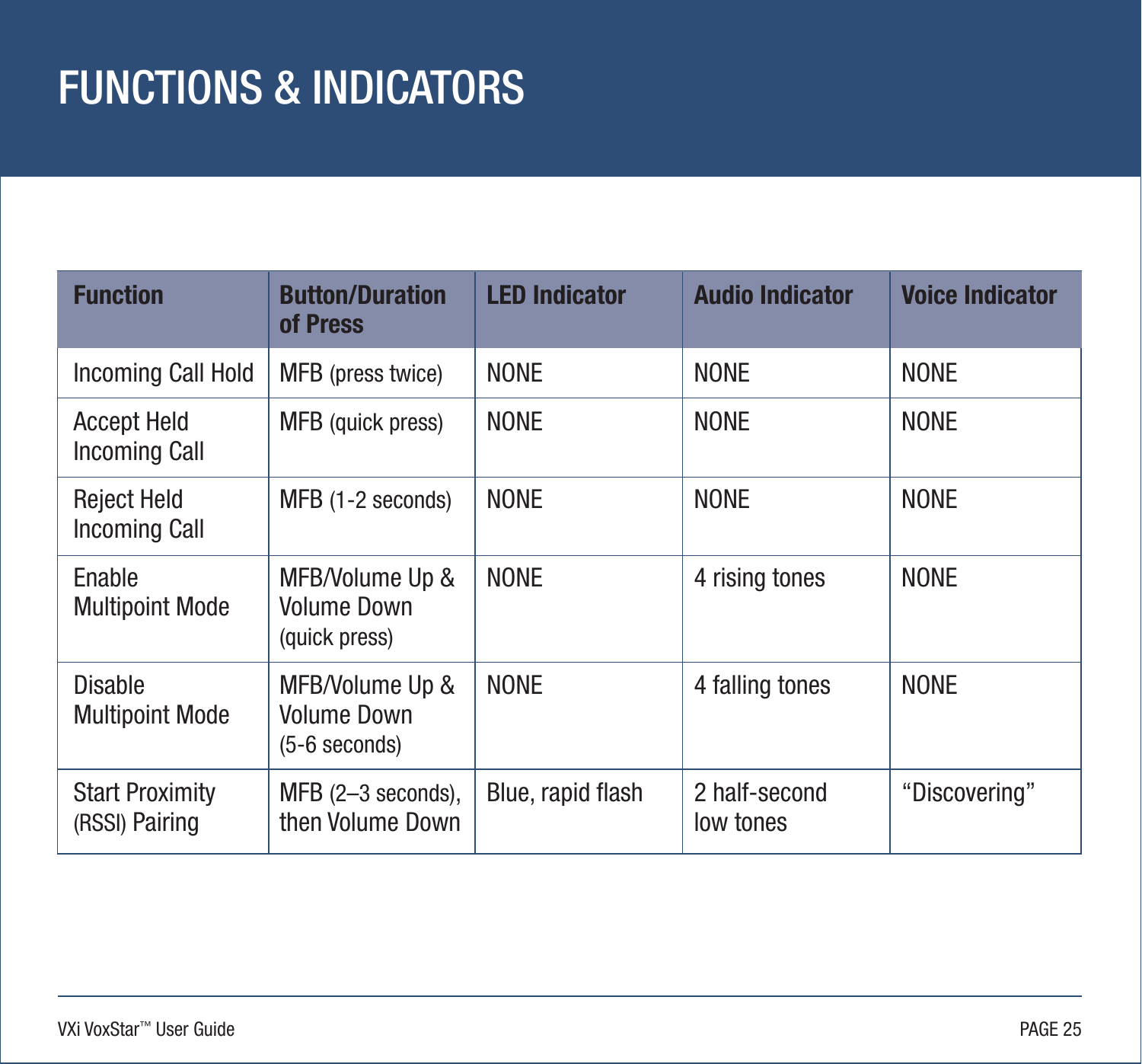# FUNCTIONS & INDICATORS

| Function | Button/Duration of Press | LED Indicator | Audio Indicator | Voice Indicator |
| --- | --- | --- | --- | --- |
| Incoming Call Hold | MFB (press twice) | NONE | NONE | NONE |
| Accept Held Incoming Call | MFB (quick press) | NONE | NONE | NONE |
| Reject Held Incoming Call | MFB (1-2 seconds) | NONE | NONE | NONE |
| Enable Multipoint Mode | MFB/Volume Up & Volume Down (quick press) | NONE | 4 rising tones | NONE |
| Disable Multipoint Mode | MFB/Volume Up & Volume Down (5-6 seconds) | NONE | 4 falling tones | NONE |
| Start Proximity (RSSI) Pairing | MFB (2–3 seconds), then Volume Down | Blue, rapid flash | 2 half-second low tones | “Discovering” |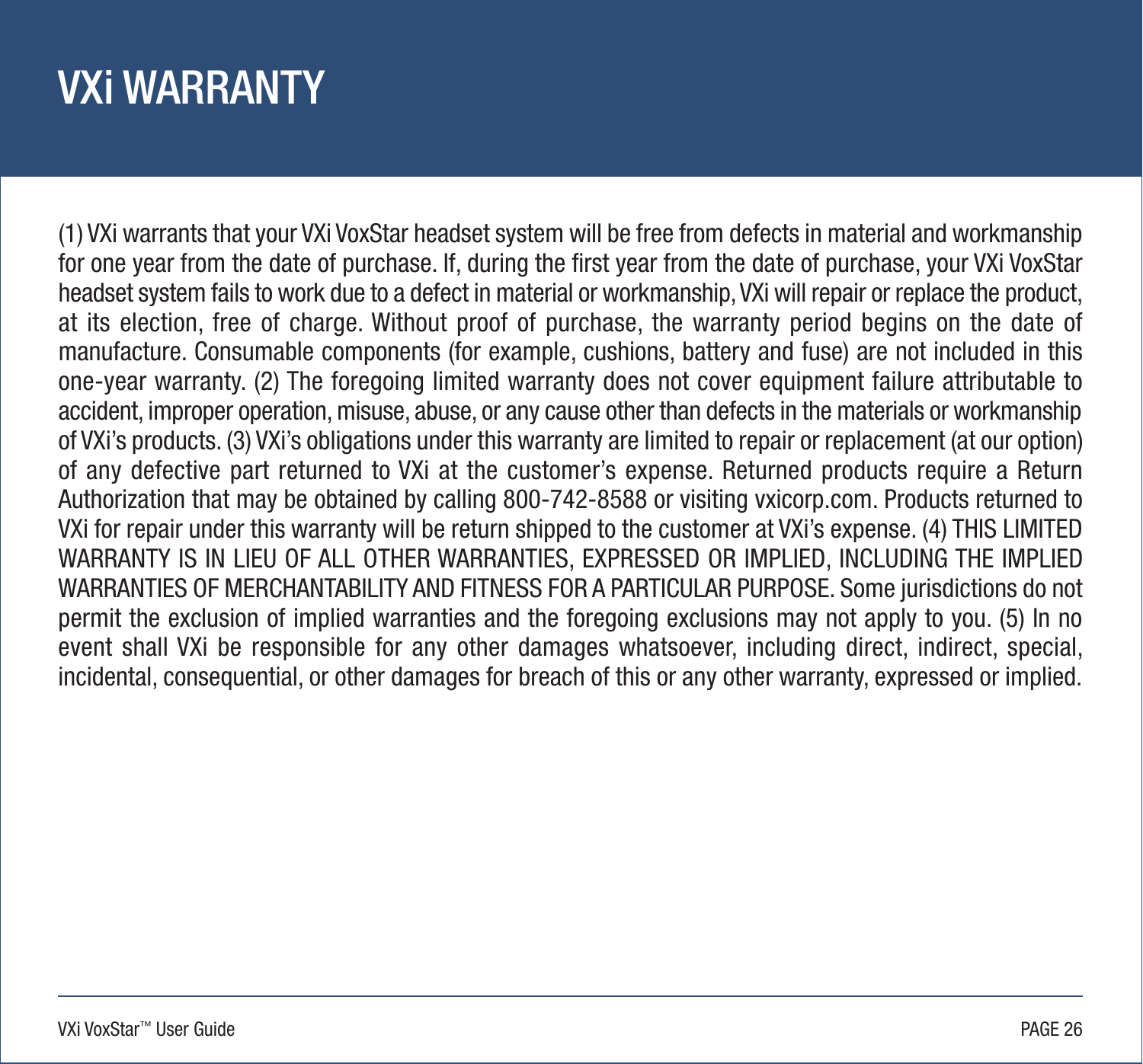# VXi WARRANTY

(1) VXi warrants that your VXi VoxStar headset system will be free from defects in material and workmanship for one year from the date of purchase. If, during the first year from the date of purchase, your VXi VoxStar headset system fails to work due to a defect in material or workmanship, VXi will repair or replace the product, at its election, free of charge. Without proof of purchase, the warranty period begins on the date of manufacture. Consumable components (for example, cushions, battery and fuse) are not included in this one-year warranty. (2) The foregoing limited warranty does not cover equipment failure attributable to accident, improper operation, misuse, abuse, or any cause other than defects in the materials or workmanship of VXi's products. (3) VXi's obligations under this warranty are limited to repair or replacement (at our option) of any defective part returned to VXi at the customer's expense. Returned products require a Return Authorization that may be obtained by calling 800-742-8588 or visiting vxicorp.com. Products returned to VXi for repair under this warranty will be return shipped to the customer at VXi's expense. (4) THIS LIMITED WARRANTY IS IN LIEU OF ALL OTHER WARRANTIES, EXPRESSED OR IMPLIED, INCLUDING THE IMPLIED WARRANTIES OF MERCHANTABILITY AND FITNESS FOR A PARTICULAR PURPOSE. Some jurisdictions do not permit the exclusion of implied warranties and the foregoing exclusions may not apply to you. (5) In no event shall VXi be responsible for any other damages whatsoever, including direct, indirect, special, incidental, consequential, or other damages for breach of this or any other warranty, expressed or implied.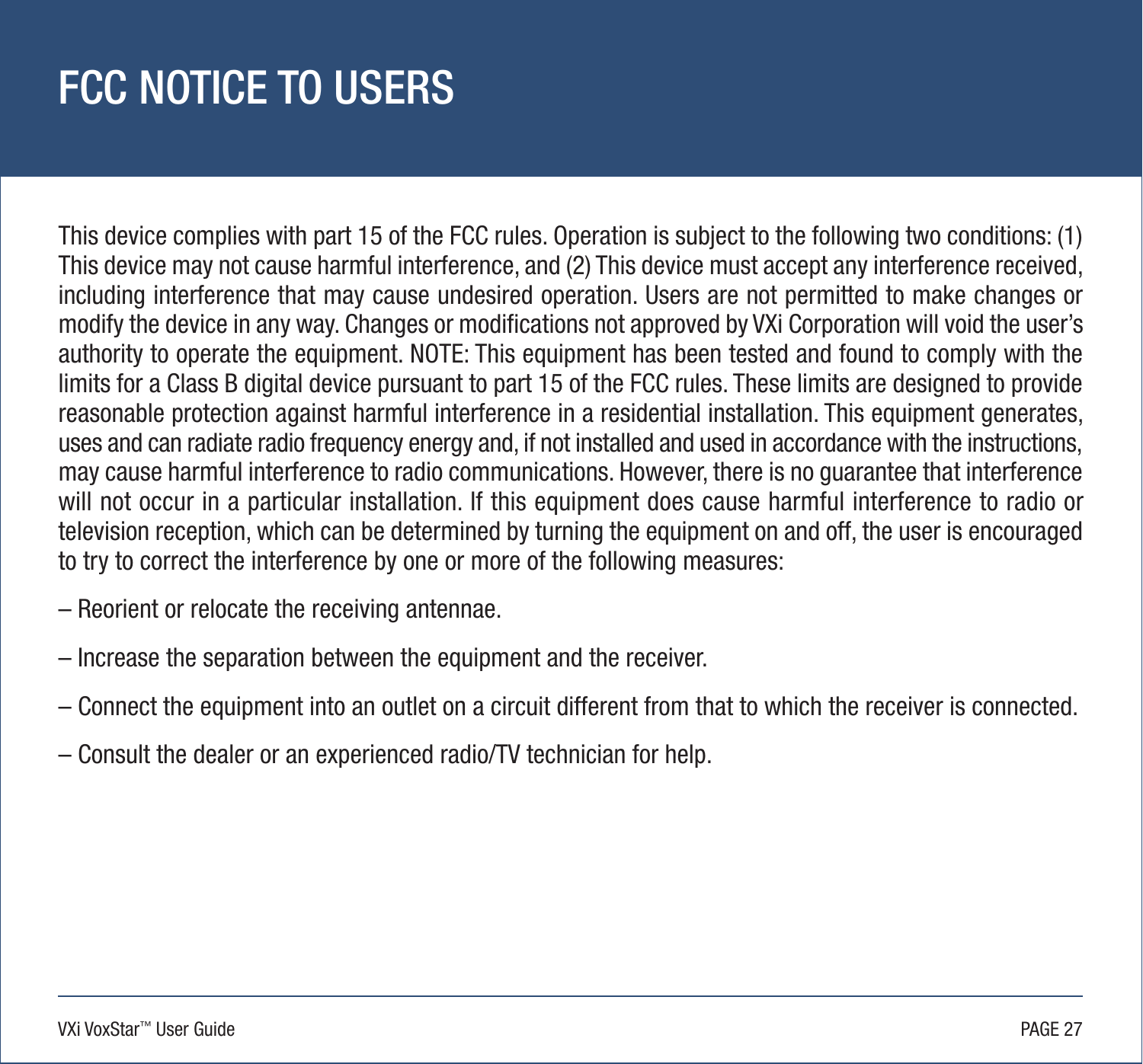# FCC NOTICE TO USERS

This device complies with part 15 of the FCC rules. Operation is subject to the following two conditions: (1) This device may not cause harmful interference, and (2) This device must accept any interference received, including interference that may cause undesired operation. Users are not permitted to make changes or modify the device in any way. Changes or modifications not approved by VXi Corporation will void the user's authority to operate the equipment. NOTE: This equipment has been tested and found to comply with the limits for a Class B digital device pursuant to part 15 of the FCC rules. These limits are designed to provide reasonable protection against harmful interference in a residential installation. This equipment generates, uses and can radiate radio frequency energy and, if not installed and used in accordance with the instructions, may cause harmful interference to radio communications. However, there is no guarantee that interference will not occur in a particular installation. If this equipment does cause harmful interference to radio or television reception, which can be determined by turning the equipment on and off, the user is encouraged to try to correct the interference by one or more of the following measures:

– Reorient or relocate the receiving antennae.

– Increase the separation between the equipment and the receiver.

– Connect the equipment into an outlet on a circuit different from that to which the receiver is connected.

– Consult the dealer or an experienced radio/TV technician for help.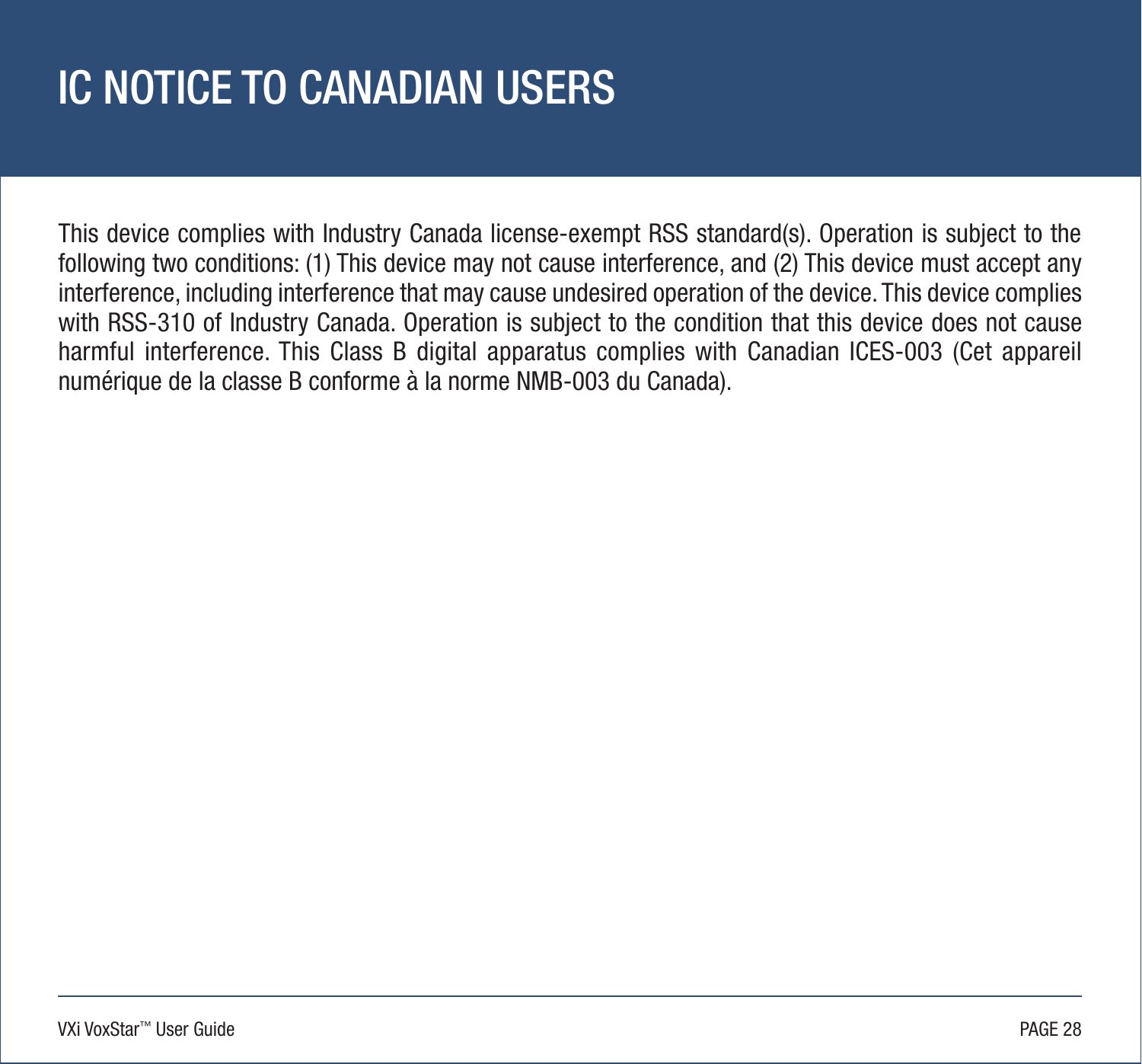# IC NOTICE TO CANADIAN USERS

This device complies with Industry Canada license-exempt RSS standard(s). Operation is subject to the following two conditions: (1) This device may not cause interference, and (2) This device must accept any interference, including interference that may cause undesired operation of the device. This device complies with RSS-310 of Industry Canada. Operation is subject to the condition that this device does not cause harmful interference. This Class B digital apparatus complies with Canadian ICES-003 (Cet appareil numérique de la classe B conforme à la norme NMB-003 du Canada).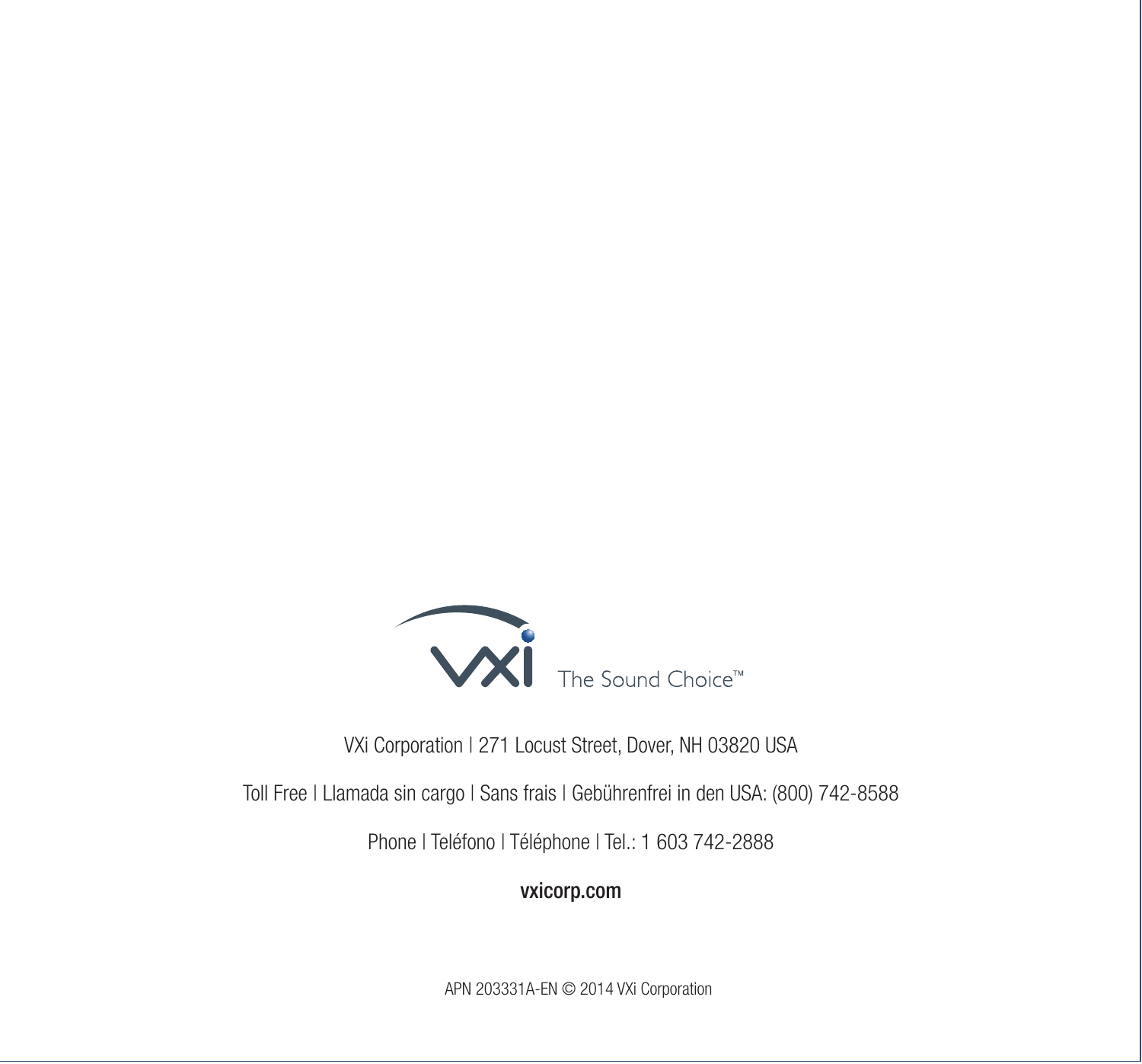VXi The Sound Choice™

VXi Corporation | 271 Locust Street, Dover, NH 03820 USA

Toll Free | Llamada sin cargo | Sans frais | Gebührenfrei in den USA: (800) 742-8588

Phone | Teléfono | Téléphone | Tel.: 1 603 742-2888

**vxicorp.com**

APN 203331A-EN © 2014 VXi Corporation